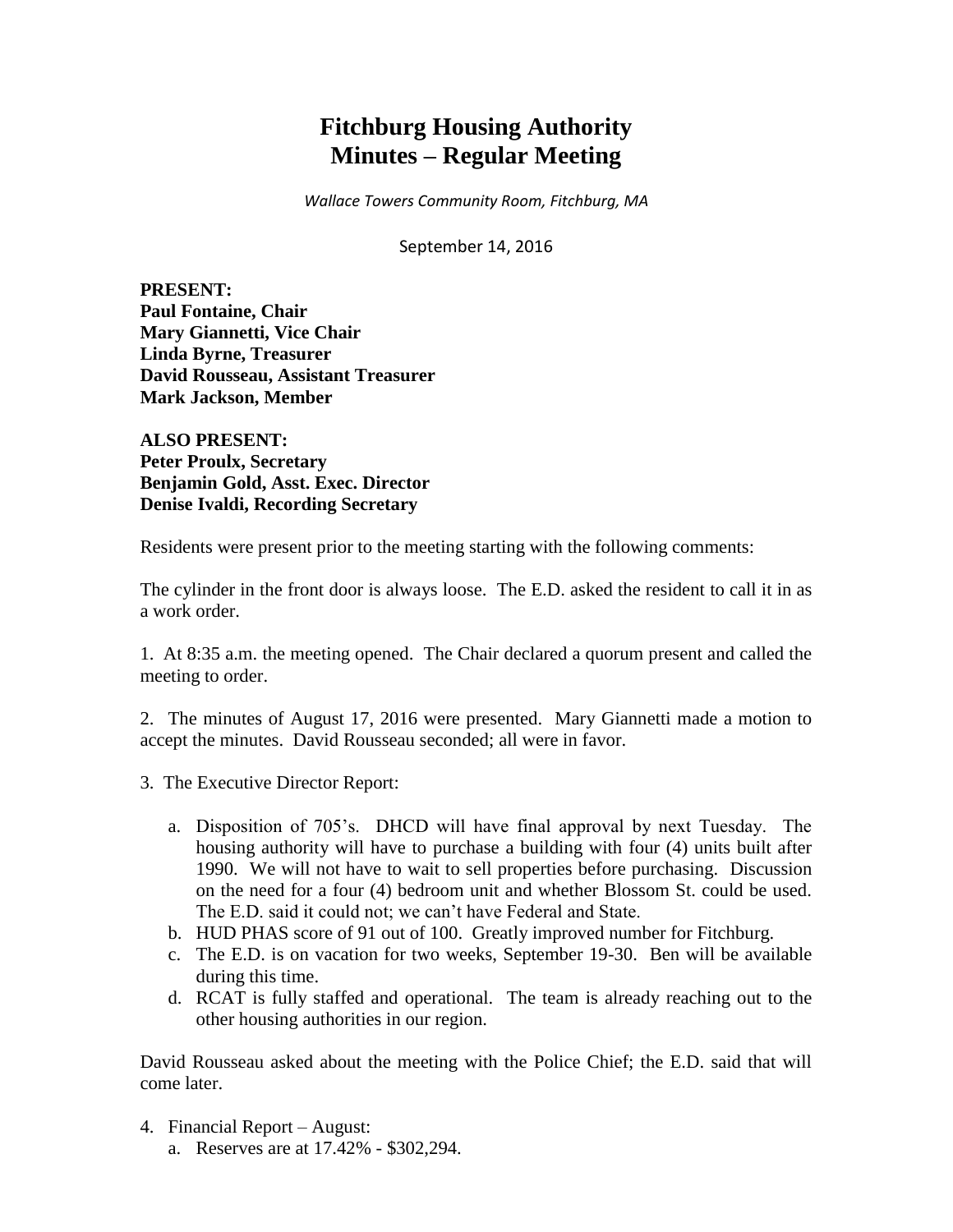# Fitchburg Housing Authority
# Minutes – Regular Meeting

*Wallace Towers Community Room, Fitchburg, MA*

September 14, 2016

**PRESENT:**
**Paul Fontaine, Chair**
**Mary Giannetti, Vice Chair**
**Linda Byrne, Treasurer**
**David Rousseau, Assistant Treasurer**
**Mark Jackson, Member**

**ALSO PRESENT:**
**Peter Proulx, Secretary**
**Benjamin Gold, Asst. Exec. Director**
**Denise Ivaldi, Recording Secretary**

Residents were present prior to the meeting starting with the following comments:

The cylinder in the front door is always loose. The E.D. asked the resident to call it in as a work order.

1. At 8:35 a.m. the meeting opened. The Chair declared a quorum present and called the meeting to order.

2. The minutes of August 17, 2016 were presented. Mary Giannetti made a motion to accept the minutes. David Rousseau seconded; all were in favor.

3. The Executive Director Report:

   a. Disposition of 705's. DHCD will have final approval by next Tuesday. The housing authority will have to purchase a building with four (4) units built after 1990. We will not have to wait to sell properties before purchasing. Discussion on the need for a four (4) bedroom unit and whether Blossom St. could be used. The E.D. said it could not; we can't have Federal and State.
   b. HUD PHAS score of 91 out of 100. Greatly improved number for Fitchburg.
   c. The E.D. is on vacation for two weeks, September 19-30. Ben will be available during this time.
   d. RCAT is fully staffed and operational. The team is already reaching out to the other housing authorities in our region.

David Rousseau asked about the meeting with the Police Chief; the E.D. said that will come later.

4. Financial Report – August:
   a. Reserves are at 17.42% - $302,294.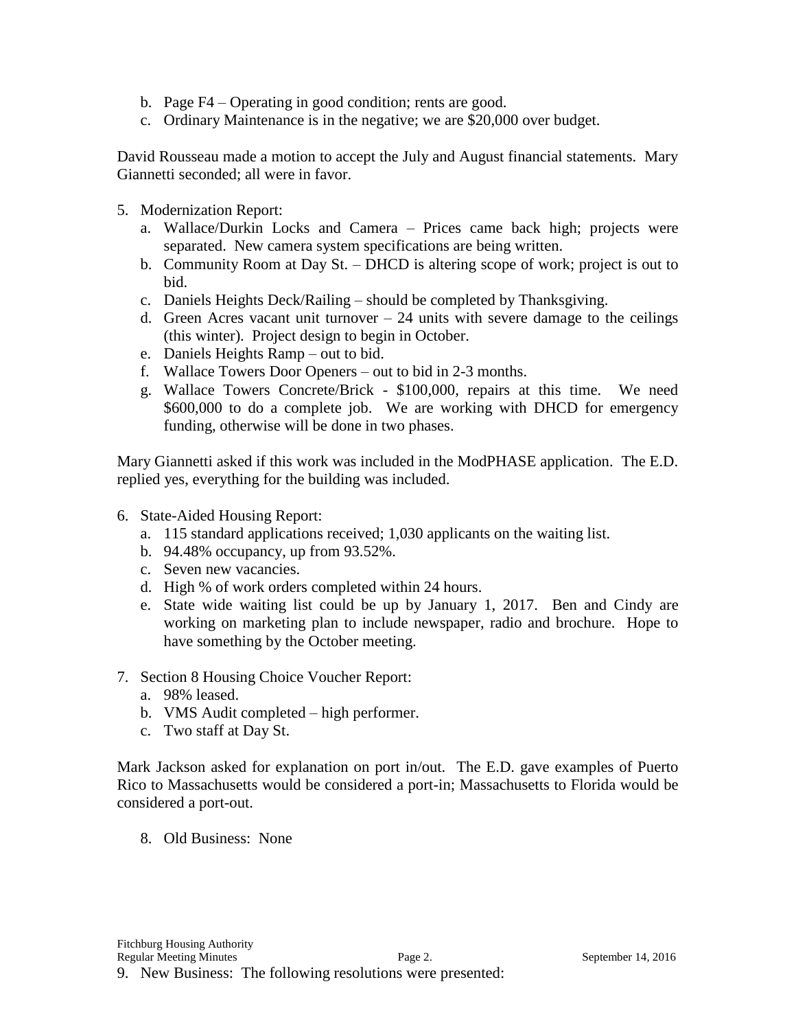b. Page F4 – Operating in good condition; rents are good.
c. Ordinary Maintenance is in the negative; we are $20,000 over budget.

David Rousseau made a motion to accept the July and August financial statements. Mary Giannetti seconded; all were in favor.

5. Modernization Report:
   a. Wallace/Durkin Locks and Camera – Prices came back high; projects were separated. New camera system specifications are being written.
   b. Community Room at Day St. – DHCD is altering scope of work; project is out to bid.
   c. Daniels Heights Deck/Railing – should be completed by Thanksgiving.
   d. Green Acres vacant unit turnover – 24 units with severe damage to the ceilings (this winter). Project design to begin in October.
   e. Daniels Heights Ramp – out to bid.
   f. Wallace Towers Door Openers – out to bid in 2-3 months.
   g. Wallace Towers Concrete/Brick - $100,000, repairs at this time. We need $600,000 to do a complete job. We are working with DHCD for emergency funding, otherwise will be done in two phases.

Mary Giannetti asked if this work was included in the ModPHASE application. The E.D. replied yes, everything for the building was included.

6. State-Aided Housing Report:
   a. 115 standard applications received; 1,030 applicants on the waiting list.
   b. 94.48% occupancy, up from 93.52%.
   c. Seven new vacancies.
   d. High % of work orders completed within 24 hours.
   e. State wide waiting list could be up by January 1, 2017. Ben and Cindy are working on marketing plan to include newspaper, radio and brochure. Hope to have something by the October meeting.

7. Section 8 Housing Choice Voucher Report:
   a. 98% leased.
   b. VMS Audit completed – high performer.
   c. Two staff at Day St.

Mark Jackson asked for explanation on port in/out. The E.D. gave examples of Puerto Rico to Massachusetts would be considered a port-in; Massachusetts to Florida would be considered a port-out.

8. Old Business: None

9. New Business: The following resolutions were presented: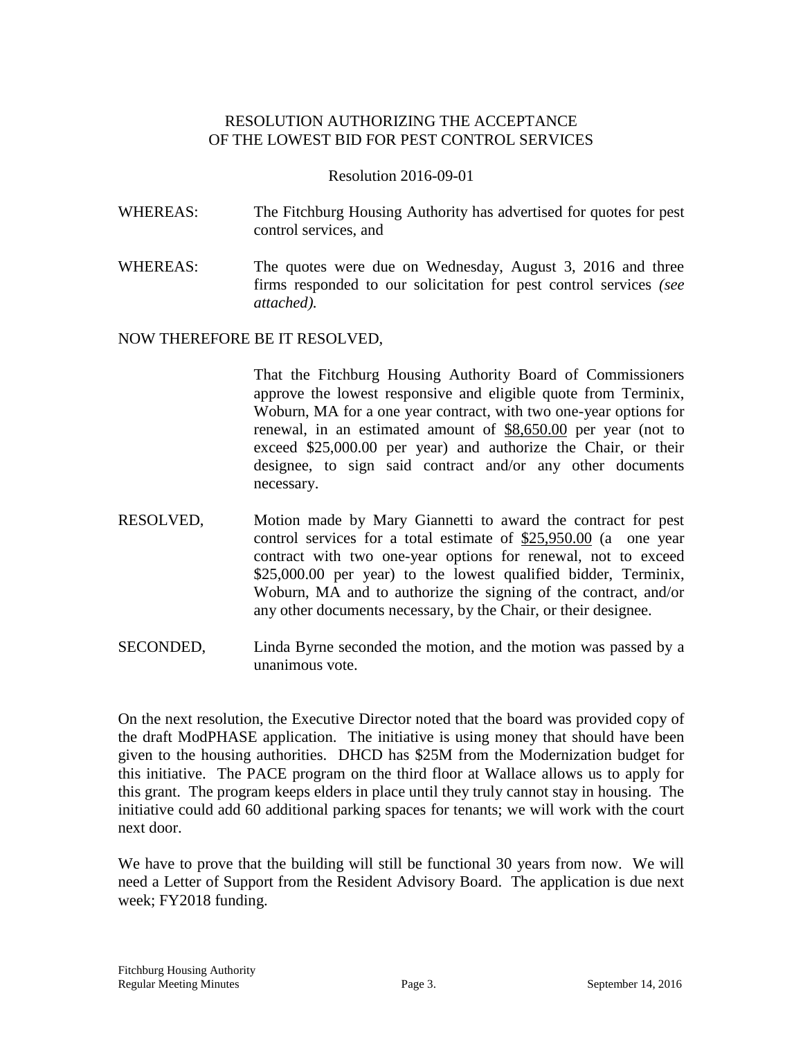RESOLUTION AUTHORIZING THE ACCEPTANCE
OF THE LOWEST BID FOR PEST CONTROL SERVICES

Resolution 2016-09-01

WHEREAS: The Fitchburg Housing Authority has advertised for quotes for pest control services, and

WHEREAS: The quotes were due on Wednesday, August 3, 2016 and three firms responded to our solicitation for pest control services *(see attached).*

NOW THEREFORE BE IT RESOLVED,

That the Fitchburg Housing Authority Board of Commissioners approve the lowest responsive and eligible quote from Terminix, Woburn, MA for a one year contract, with two one-year options for renewal, in an estimated amount of <u>$8,650.00</u> per year (not to exceed $25,000.00 per year) and authorize the Chair, or their designee, to sign said contract and/or any other documents necessary.

RESOLVED, Motion made by Mary Giannetti to award the contract for pest control services for a total estimate of <u>$25,950.00</u> (a one year contract with two one-year options for renewal, not to exceed $25,000.00 per year) to the lowest qualified bidder, Terminix, Woburn, MA and to authorize the signing of the contract, and/or any other documents necessary, by the Chair, or their designee.

SECONDED, Linda Byrne seconded the motion, and the motion was passed by a unanimous vote.

On the next resolution, the Executive Director noted that the board was provided copy of the draft ModPHASE application. The initiative is using money that should have been given to the housing authorities. DHCD has $25M from the Modernization budget for this initiative. The PACE program on the third floor at Wallace allows us to apply for this grant. The program keeps elders in place until they truly cannot stay in housing. The initiative could add 60 additional parking spaces for tenants; we will work with the court next door.

We have to prove that the building will still be functional 30 years from now. We will need a Letter of Support from the Resident Advisory Board. The application is due next week; FY2018 funding.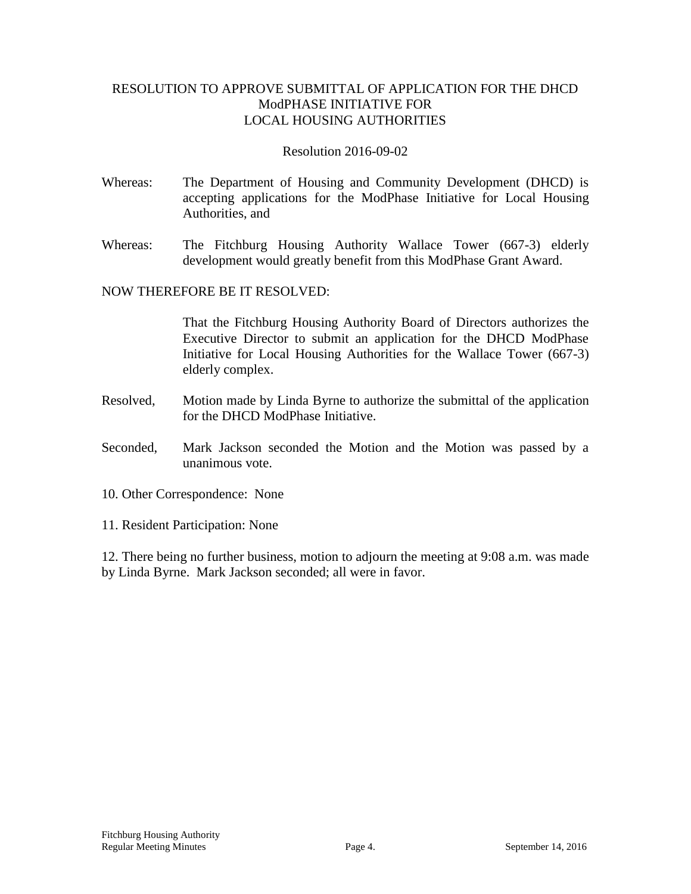RESOLUTION TO APPROVE SUBMITTAL OF APPLICATION FOR THE DHCD ModPHASE INITIATIVE FOR LOCAL HOUSING AUTHORITIES

Resolution 2016-09-02

Whereas: The Department of Housing and Community Development (DHCD) is accepting applications for the ModPhase Initiative for Local Housing Authorities, and

Whereas: The Fitchburg Housing Authority Wallace Tower (667-3) elderly development would greatly benefit from this ModPhase Grant Award.

NOW THEREFORE BE IT RESOLVED:

That the Fitchburg Housing Authority Board of Directors authorizes the Executive Director to submit an application for the DHCD ModPhase Initiative for Local Housing Authorities for the Wallace Tower (667-3) elderly complex.

Resolved, Motion made by Linda Byrne to authorize the submittal of the application for the DHCD ModPhase Initiative.

Seconded, Mark Jackson seconded the Motion and the Motion was passed by a unanimous vote.

10. Other Correspondence: None

11. Resident Participation: None

12. There being no further business, motion to adjourn the meeting at 9:08 a.m. was made by Linda Byrne. Mark Jackson seconded; all were in favor.